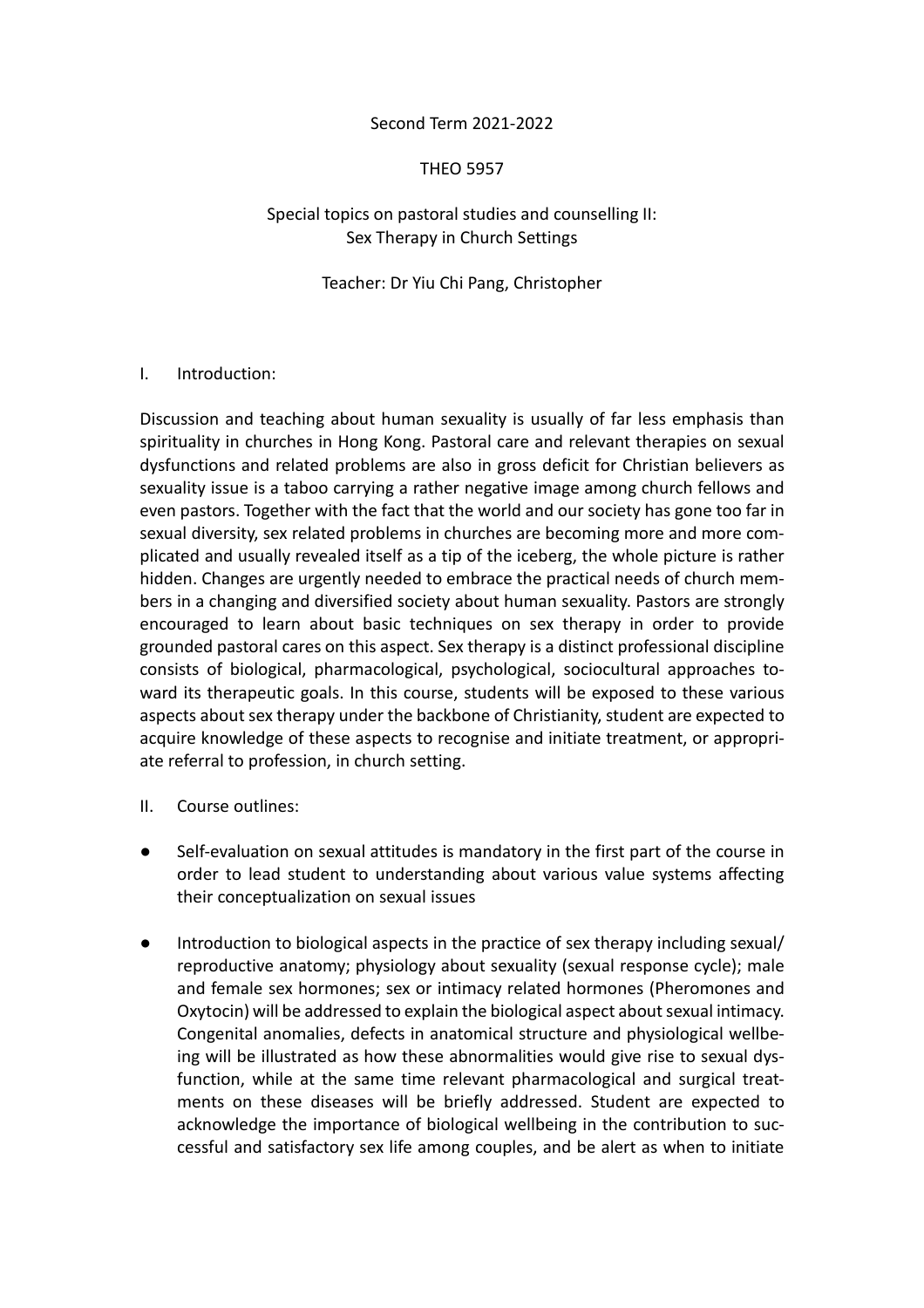Second Term 2021-2022

THEO 5957

Special topics on pastoral studies and counselling II:
Sex Therapy in Church Settings

Teacher: Dr Yiu Chi Pang, Christopher

## I. Introduction:

Discussion and teaching about human sexuality is usually of far less emphasis than spirituality in churches in Hong Kong. Pastoral care and relevant therapies on sexual dysfunctions and related problems are also in gross deficit for Christian believers as sexuality issue is a taboo carrying a rather negative image among church fellows and even pastors. Together with the fact that the world and our society has gone too far in sexual diversity, sex related problems in churches are becoming more and more complicated and usually revealed itself as a tip of the iceberg, the whole picture is rather hidden. Changes are urgently needed to embrace the practical needs of church members in a changing and diversified society about human sexuality. Pastors are strongly encouraged to learn about basic techniques on sex therapy in order to provide grounded pastoral cares on this aspect. Sex therapy is a distinct professional discipline consists of biological, pharmacological, psychological, sociocultural approaches toward its therapeutic goals. In this course, students will be exposed to these various aspects about sex therapy under the backbone of Christianity, student are expected to acquire knowledge of these aspects to recognise and initiate treatment, or appropriate referral to profession, in church setting.

## II. Course outlines:

- Self-evaluation on sexual attitudes is mandatory in the first part of the course in order to lead student to understanding about various value systems affecting their conceptualization on sexual issues
- Introduction to biological aspects in the practice of sex therapy including sexual/ reproductive anatomy; physiology about sexuality (sexual response cycle); male and female sex hormones; sex or intimacy related hormones (Pheromones and Oxytocin) will be addressed to explain the biological aspect about sexual intimacy. Congenital anomalies, defects in anatomical structure and physiological wellbeing will be illustrated as how these abnormalities would give rise to sexual dysfunction, while at the same time relevant pharmacological and surgical treatments on these diseases will be briefly addressed. Student are expected to acknowledge the importance of biological wellbeing in the contribution to successful and satisfactory sex life among couples, and be alert as when to initiate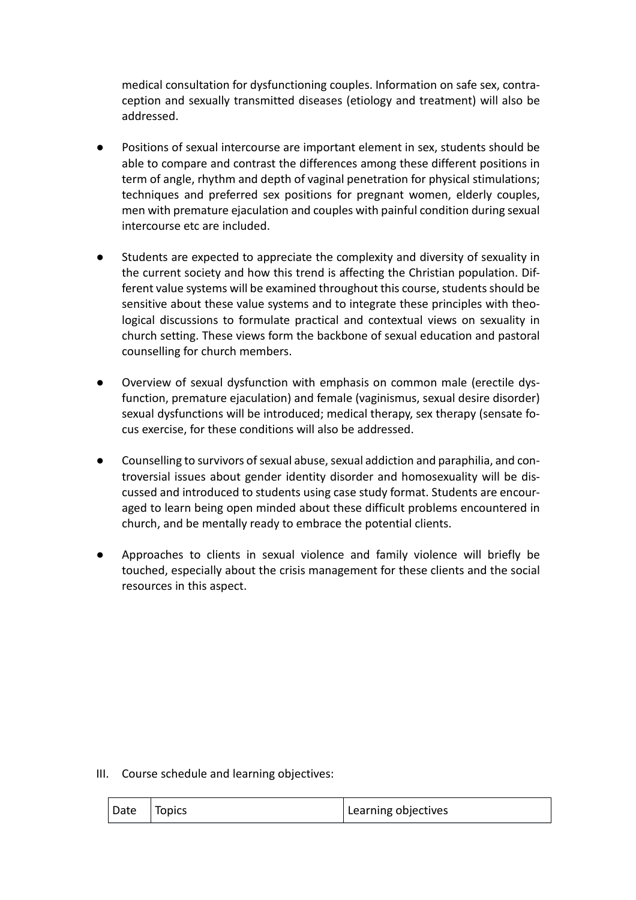medical consultation for dysfunctioning couples. Information on safe sex, contraception and sexually transmitted diseases (etiology and treatment) will also be addressed.

- Positions of sexual intercourse are important element in sex, students should be able to compare and contrast the differences among these different positions in term of angle, rhythm and depth of vaginal penetration for physical stimulations; techniques and preferred sex positions for pregnant women, elderly couples, men with premature ejaculation and couples with painful condition during sexual intercourse etc are included.

- Students are expected to appreciate the complexity and diversity of sexuality in the current society and how this trend is affecting the Christian population. Different value systems will be examined throughout this course, students should be sensitive about these value systems and to integrate these principles with theological discussions to formulate practical and contextual views on sexuality in church setting. These views form the backbone of sexual education and pastoral counselling for church members.

- Overview of sexual dysfunction with emphasis on common male (erectile dysfunction, premature ejaculation) and female (vaginismus, sexual desire disorder) sexual dysfunctions will be introduced; medical therapy, sex therapy (sensate focus exercise, for these conditions will also be addressed.

- Counselling to survivors of sexual abuse, sexual addiction and paraphilia, and controversial issues about gender identity disorder and homosexuality will be discussed and introduced to students using case study format. Students are encouraged to learn being open minded about these difficult problems encountered in church, and be mentally ready to embrace the potential clients.

- Approaches to clients in sexual violence and family violence will briefly be touched, especially about the crisis management for these clients and the social resources in this aspect.

III. Course schedule and learning objectives:

| Date | Topics | Learning objectives |
|---|---|---|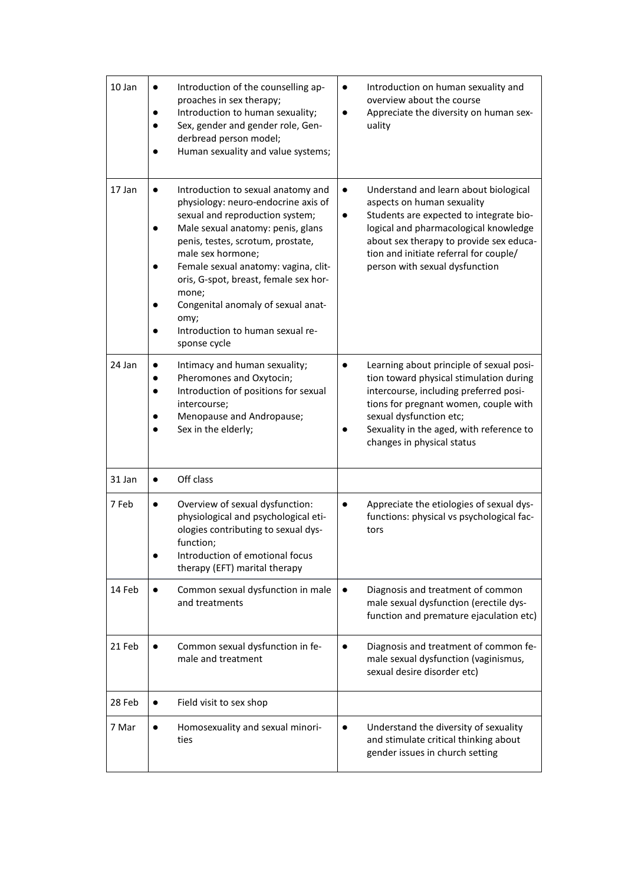| | | |
|---|---|---|
| 10 Jan | • Introduction of the counselling approaches in sex therapy;<br>• Introduction to human sexuality;<br>• Sex, gender and gender role, Genderbread person model;<br>• Human sexuality and value systems; | • Introduction on human sexuality and overview about the course<br>• Appreciate the diversity on human sexuality |
| 17 Jan | • Introduction to sexual anatomy and physiology: neuro-endocrine axis of sexual and reproduction system;<br>• Male sexual anatomy: penis, glans penis, testes, scrotum, prostate, male sex hormone;<br>• Female sexual anatomy: vagina, clitoris, G-spot, breast, female sex hormone;<br>• Congenital anomaly of sexual anatomy;<br>• Introduction to human sexual response cycle | • Understand and learn about biological aspects on human sexuality<br>• Students are expected to integrate biological and pharmacological knowledge about sex therapy to provide sex education and initiate referral for couple/person with sexual dysfunction |
| 24 Jan | • Intimacy and human sexuality;<br>• Pheromones and Oxytocin;<br>• Introduction of positions for sexual intercourse;<br>• Menopause and Andropause;<br>• Sex in the elderly; | • Learning about principle of sexual position toward physical stimulation during intercourse, including preferred positions for pregnant women, couple with sexual dysfunction etc;<br>• Sexuality in the aged, with reference to changes in physical status |
| 31 Jan | • Off class | |
| 7 Feb | • Overview of sexual dysfunction: physiological and psychological etiologies contributing to sexual dysfunction;<br>• Introduction of emotional focus therapy (EFT) marital therapy | • Appreciate the etiologies of sexual dysfunctions: physical vs psychological factors |
| 14 Feb | • Common sexual dysfunction in male and treatments | • Diagnosis and treatment of common male sexual dysfunction (erectile dysfunction and premature ejaculation etc) |
| 21 Feb | • Common sexual dysfunction in female and treatment | • Diagnosis and treatment of common female sexual dysfunction (vaginismus, sexual desire disorder etc) |
| 28 Feb | • Field visit to sex shop | |
| 7 Mar | • Homosexuality and sexual minorities | • Understand the diversity of sexuality and stimulate critical thinking about gender issues in church setting |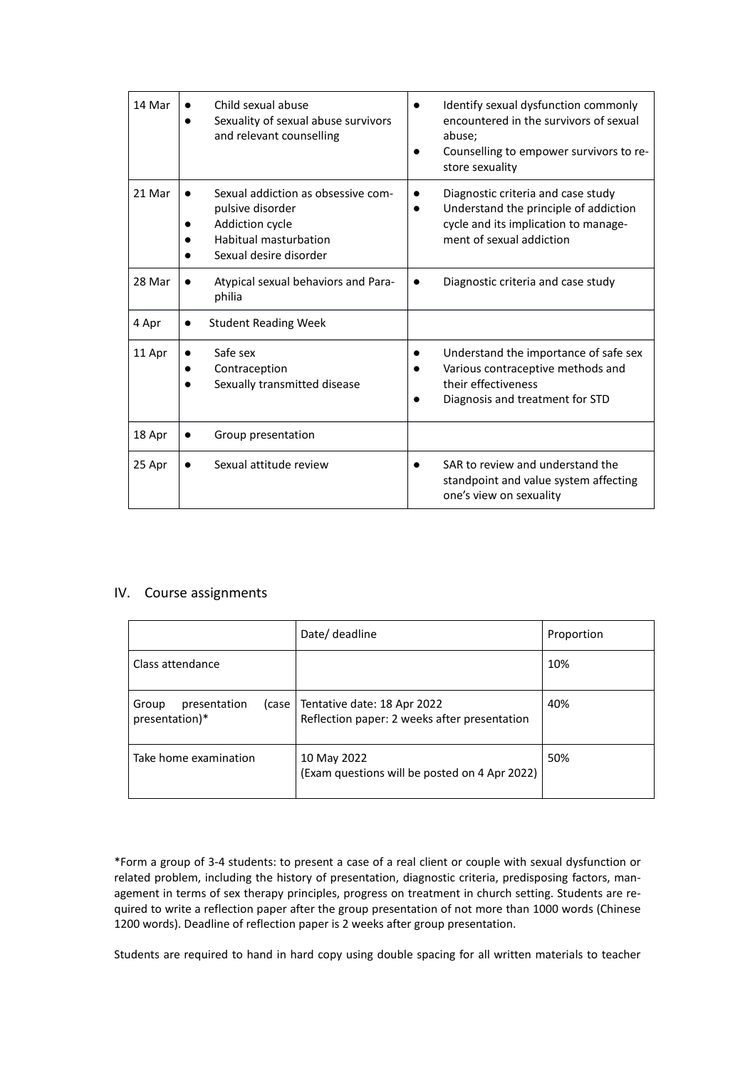| 14 Mar | • Child sexual abuse<br>• Sexuality of sexual abuse survivors and relevant counselling | • Identify sexual dysfunction commonly encountered in the survivors of sexual abuse;<br>• Counselling to empower survivors to re-store sexuality |
|---|---|---|
| 21 Mar | • Sexual addiction as obsessive com-pulsive disorder<br>• Addiction cycle<br>• Habitual masturbation<br>• Sexual desire disorder | • Diagnostic criteria and case study<br>• Understand the principle of addiction cycle and its implication to manage-ment of sexual addiction |
| 28 Mar | • Atypical sexual behaviors and Para-philia | • Diagnostic criteria and case study |
| 4 Apr | • Student Reading Week | |
| 11 Apr | • Safe sex<br>• Contraception<br>• Sexually transmitted disease | • Understand the importance of safe sex<br>• Various contraceptive methods and their effectiveness<br>• Diagnosis and treatment for STD |
| 18 Apr | • Group presentation | |
| 25 Apr | • Sexual attitude review | • SAR to review and understand the standpoint and value system affecting one's view on sexuality |

## IV. Course assignments

| | Date/ deadline | Proportion |
|---|---|---|
| Class attendance | | 10% |
| Group presentation (case presentation)* | Tentative date: 18 Apr 2022<br>Reflection paper: 2 weeks after presentation | 40% |
| Take home examination | 10 May 2022<br>(Exam questions will be posted on 4 Apr 2022) | 50% |

*Form a group of 3-4 students: to present a case of a real client or couple with sexual dysfunction or related problem, including the history of presentation, diagnostic criteria, predisposing factors, management in terms of sex therapy principles, progress on treatment in church setting. Students are required to write a reflection paper after the group presentation of not more than 1000 words (Chinese 1200 words). Deadline of reflection paper is 2 weeks after group presentation.

Students are required to hand in hard copy using double spacing for all written materials to teacher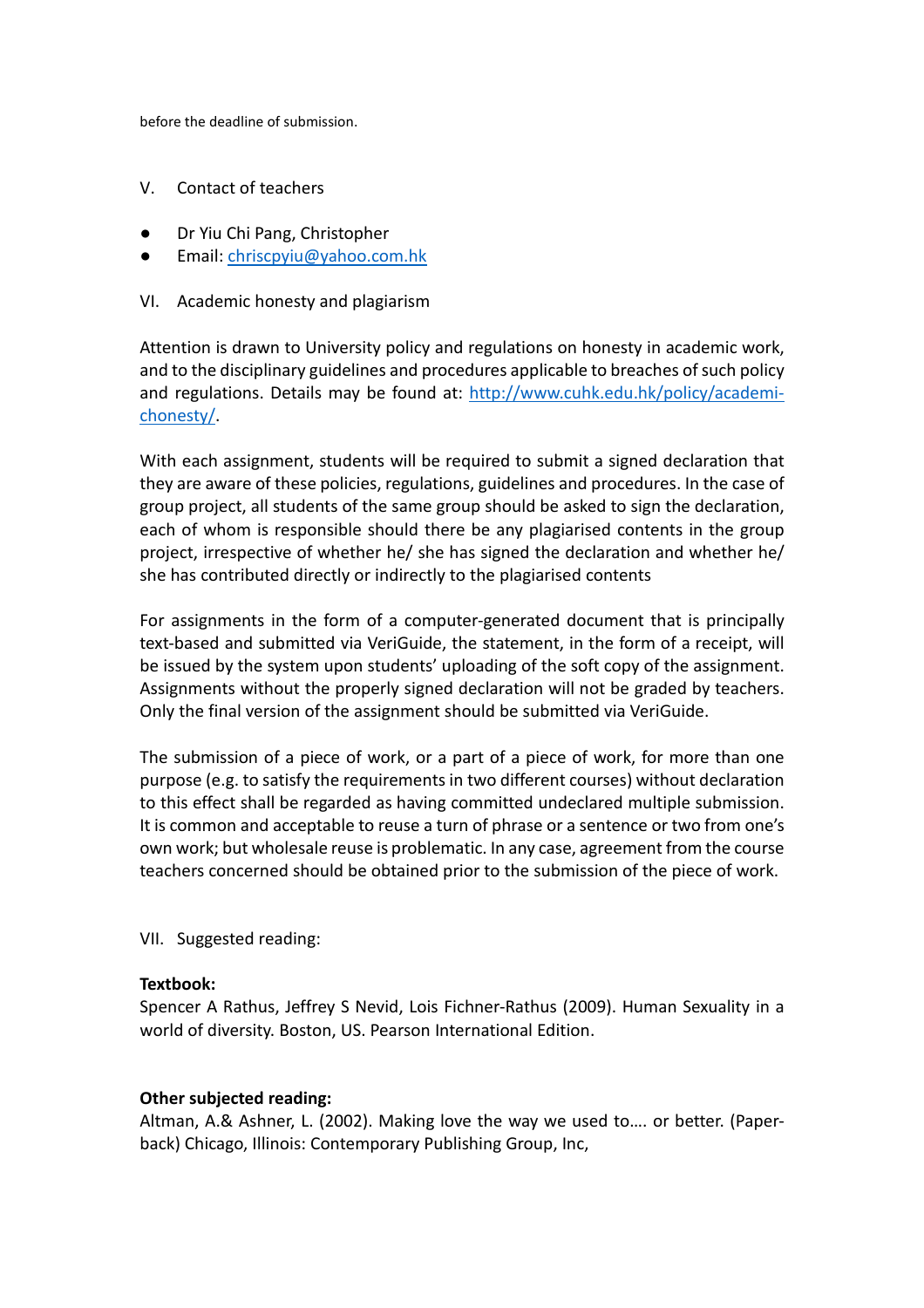before the deadline of submission.

## V. Contact of teachers

- Dr Yiu Chi Pang, Christopher
- Email: [chriscpyiu@yahoo.com.hk](mailto:chriscpyiu@yahoo.com.hk)

## VI. Academic honesty and plagiarism

Attention is drawn to University policy and regulations on honesty in academic work, and to the disciplinary guidelines and procedures applicable to breaches of such policy and regulations. Details may be found at: [http://www.cuhk.edu.hk/policy/academichonesty/](http://www.cuhk.edu.hk/policy/academichonesty/).

With each assignment, students will be required to submit a signed declaration that they are aware of these policies, regulations, guidelines and procedures. In the case of group project, all students of the same group should be asked to sign the declaration, each of whom is responsible should there be any plagiarised contents in the group project, irrespective of whether he/ she has signed the declaration and whether he/ she has contributed directly or indirectly to the plagiarised contents

For assignments in the form of a computer-generated document that is principally text-based and submitted via VeriGuide, the statement, in the form of a receipt, will be issued by the system upon students' uploading of the soft copy of the assignment. Assignments without the properly signed declaration will not be graded by teachers. Only the final version of the assignment should be submitted via VeriGuide.

The submission of a piece of work, or a part of a piece of work, for more than one purpose (e.g. to satisfy the requirements in two different courses) without declaration to this effect shall be regarded as having committed undeclared multiple submission. It is common and acceptable to reuse a turn of phrase or a sentence or two from one's own work; but wholesale reuse is problematic. In any case, agreement from the course teachers concerned should be obtained prior to the submission of the piece of work.

## VII. Suggested reading:

**Textbook:**
Spencer A Rathus, Jeffrey S Nevid, Lois Fichner-Rathus (2009). Human Sexuality in a world of diversity. Boston, US. Pearson International Edition.

**Other subjected reading:**
Altman, A.& Ashner, L. (2002). Making love the way we used to…. or better. (Paperback) Chicago, Illinois: Contemporary Publishing Group, Inc,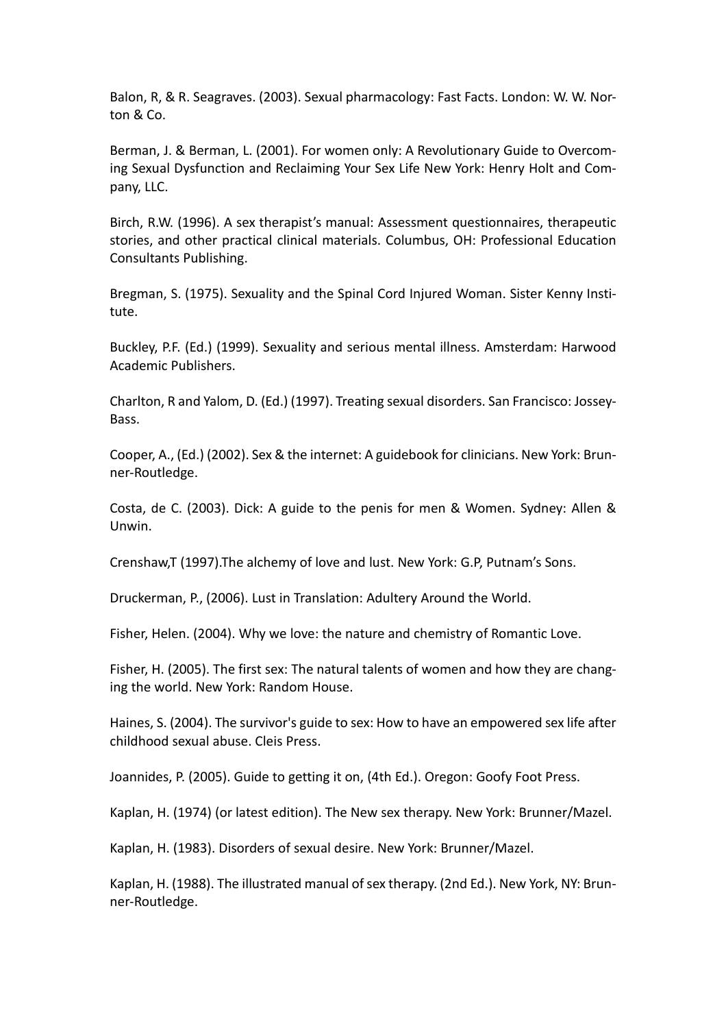Balon, R, & R. Seagraves. (2003). Sexual pharmacology: Fast Facts. London: W. W. Norton & Co.

Berman, J. & Berman, L. (2001). For women only: A Revolutionary Guide to Overcoming Sexual Dysfunction and Reclaiming Your Sex Life New York: Henry Holt and Company, LLC.

Birch, R.W. (1996). A sex therapist's manual: Assessment questionnaires, therapeutic stories, and other practical clinical materials. Columbus, OH: Professional Education Consultants Publishing.

Bregman, S. (1975). Sexuality and the Spinal Cord Injured Woman. Sister Kenny Institute.

Buckley, P.F. (Ed.) (1999). Sexuality and serious mental illness. Amsterdam: Harwood Academic Publishers.

Charlton, R and Yalom, D. (Ed.) (1997). Treating sexual disorders. San Francisco: Jossey-Bass.

Cooper, A., (Ed.) (2002). Sex & the internet: A guidebook for clinicians. New York: Brunner-Routledge.

Costa, de C. (2003). Dick: A guide to the penis for men & Women. Sydney: Allen & Unwin.

Crenshaw,T (1997).The alchemy of love and lust. New York: G.P, Putnam's Sons.

Druckerman, P., (2006). Lust in Translation: Adultery Around the World.

Fisher, Helen. (2004). Why we love: the nature and chemistry of Romantic Love.

Fisher, H. (2005). The first sex: The natural talents of women and how they are changing the world. New York: Random House.

Haines, S. (2004). The survivor's guide to sex: How to have an empowered sex life after childhood sexual abuse. Cleis Press.

Joannides, P. (2005). Guide to getting it on, (4th Ed.). Oregon: Goofy Foot Press.

Kaplan, H. (1974) (or latest edition). The New sex therapy. New York: Brunner/Mazel.

Kaplan, H. (1983). Disorders of sexual desire. New York: Brunner/Mazel.

Kaplan, H. (1988). The illustrated manual of sex therapy. (2nd Ed.). New York, NY: Brunner-Routledge.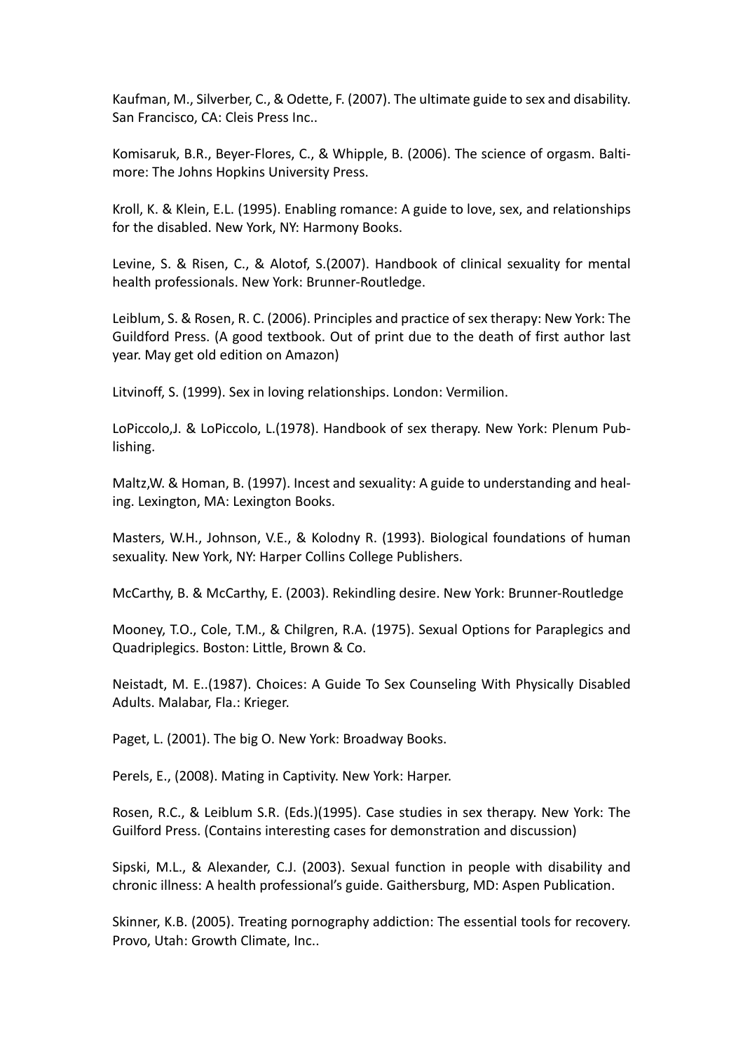Kaufman, M., Silverber, C., & Odette, F. (2007). The ultimate guide to sex and disability. San Francisco, CA: Cleis Press Inc..

Komisaruk, B.R., Beyer-Flores, C., & Whipple, B. (2006). The science of orgasm. Baltimore: The Johns Hopkins University Press.

Kroll, K. & Klein, E.L. (1995). Enabling romance: A guide to love, sex, and relationships for the disabled. New York, NY: Harmony Books.

Levine, S. & Risen, C., & Alotof, S.(2007). Handbook of clinical sexuality for mental health professionals. New York: Brunner-Routledge.

Leiblum, S. & Rosen, R. C. (2006). Principles and practice of sex therapy: New York: The Guildford Press. (A good textbook. Out of print due to the death of first author last year. May get old edition on Amazon)

Litvinoff, S. (1999). Sex in loving relationships. London: Vermilion.

LoPiccolo,J. & LoPiccolo, L.(1978). Handbook of sex therapy. New York: Plenum Publishing.

Maltz,W. & Homan, B. (1997). Incest and sexuality: A guide to understanding and healing. Lexington, MA: Lexington Books.

Masters, W.H., Johnson, V.E., & Kolodny R. (1993). Biological foundations of human sexuality. New York, NY: Harper Collins College Publishers.

McCarthy, B. & McCarthy, E. (2003). Rekindling desire. New York: Brunner-Routledge

Mooney, T.O., Cole, T.M., & Chilgren, R.A. (1975). Sexual Options for Paraplegics and Quadriplegics. Boston: Little, Brown & Co.

Neistadt, M. E..(1987). Choices: A Guide To Sex Counseling With Physically Disabled Adults. Malabar, Fla.: Krieger.

Paget, L. (2001). The big O. New York: Broadway Books.

Perels, E., (2008). Mating in Captivity. New York: Harper.

Rosen, R.C., & Leiblum S.R. (Eds.)(1995). Case studies in sex therapy. New York: The Guilford Press. (Contains interesting cases for demonstration and discussion)

Sipski, M.L., & Alexander, C.J. (2003). Sexual function in people with disability and chronic illness: A health professional's guide. Gaithersburg, MD: Aspen Publication.

Skinner, K.B. (2005). Treating pornography addiction: The essential tools for recovery. Provo, Utah: Growth Climate, Inc..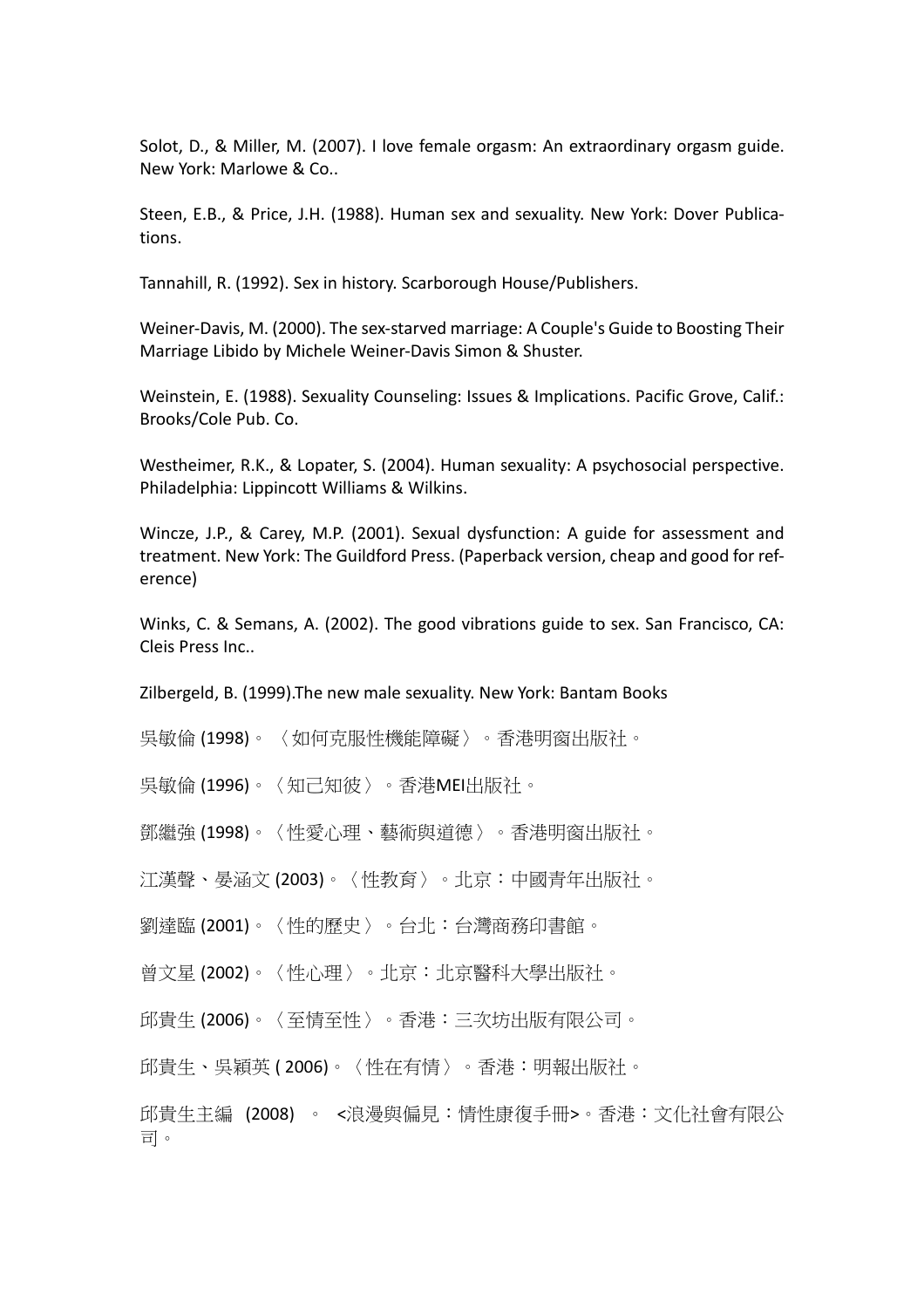Solot, D., & Miller, M. (2007). I love female orgasm: An extraordinary orgasm guide. New York: Marlowe & Co..

Steen, E.B., & Price, J.H. (1988). Human sex and sexuality. New York: Dover Publications.

Tannahill, R. (1992). Sex in history. Scarborough House/Publishers.

Weiner-Davis, M. (2000). The sex-starved marriage: A Couple's Guide to Boosting Their Marriage Libido by Michele Weiner-Davis Simon & Shuster.

Weinstein, E. (1988). Sexuality Counseling: Issues & Implications. Pacific Grove, Calif.: Brooks/Cole Pub. Co.

Westheimer, R.K., & Lopater, S. (2004). Human sexuality: A psychosocial perspective. Philadelphia: Lippincott Williams & Wilkins.

Wincze, J.P., & Carey, M.P. (2001). Sexual dysfunction: A guide for assessment and treatment. New York: The Guildford Press. (Paperback version, cheap and good for reference)

Winks, C. & Semans, A. (2002). The good vibrations guide to sex. San Francisco, CA: Cleis Press Inc..

Zilbergeld, B. (1999).The new male sexuality. New York: Bantam Books

吳敏倫 (1998)。〈如何克服性機能障礙〉。香港明窗出版社。

吳敏倫 (1996)。〈知己知彼〉。香港MEI出版社。

鄧繼強 (1998)。〈性愛心理、藝術與道德〉。香港明窗出版社。

江漢聲、晏涵文 (2003)。〈性教育〉。北京：中國青年出版社。

劉達臨 (2001)。〈性的歷史〉。台北：台灣商務印書館。

曾文星 (2002)。〈性心理〉。北京：北京醫科大學出版社。

邱貴生 (2006)。〈至情至性〉。香港：三次坊出版有限公司。

邱貴生、吳穎英 ( 2006)。〈性在有情〉。香港：明報出版社。

邱貴生主編 (2008) 。 <浪漫與偏見：情性康復手冊>。香港：文化社會有限公司。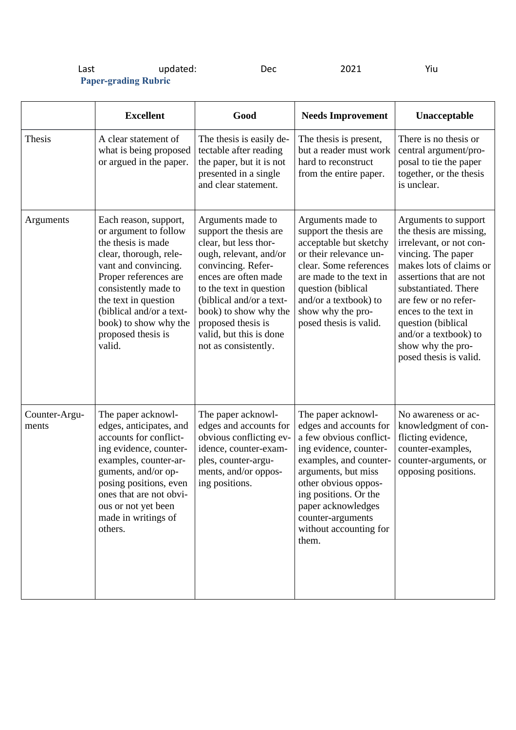**Paper-grading Rubric**

| | Excellent | Good | Needs Improvement | Unacceptable |
|---|---|---|---|---|
| Thesis | A clear statement of what is being proposed or argued in the paper. | The thesis is easily detectable after reading the paper, but it is not presented in a single and clear statement. | The thesis is present, but a reader must work hard to reconstruct from the entire paper. | There is no thesis or central argument/proposal to tie the paper together, or the thesis is unclear. |
| Arguments | Each reason, support, or argument to follow the thesis is made clear, thorough, relevant and convincing. Proper references are consistently made to the text in question (biblical and/or a textbook) to show why the proposed thesis is valid. | Arguments made to support the thesis are clear, but less thorough, relevant, and/or convincing. References are often made to the text in question (biblical and/or a textbook) to show why the proposed thesis is valid, but this is done not as consistently. | Arguments made to support the thesis are acceptable but sketchy or their relevance unclear. Some references are made to the text in question (biblical and/or a textbook) to show why the proposed thesis is valid. | Arguments to support the thesis are missing, irrelevant, or not convincing. The paper makes lots of claims or assertions that are not substantiated. There are few or no references to the text in question (biblical and/or a textbook) to show why the proposed thesis is valid. |
| Counter-Arguments | The paper acknowledges, anticipates, and accounts for conflicting evidence, counter-examples, counter-arguments, and/or opposing positions, even ones that are not obvious or not yet been made in writings of others. | The paper acknowledges and accounts for obvious conflicting evidence, counter-examples, counter-arguments, and/or opposing positions. | The paper acknowledges and accounts for a few obvious conflicting evidence, counter-examples, and counter-arguments, but miss other obvious opposing positions. Or the paper acknowledges counter-arguments without accounting for them. | No awareness or acknowledgment of conflicting evidence, counter-examples, counter-arguments, or opposing positions. |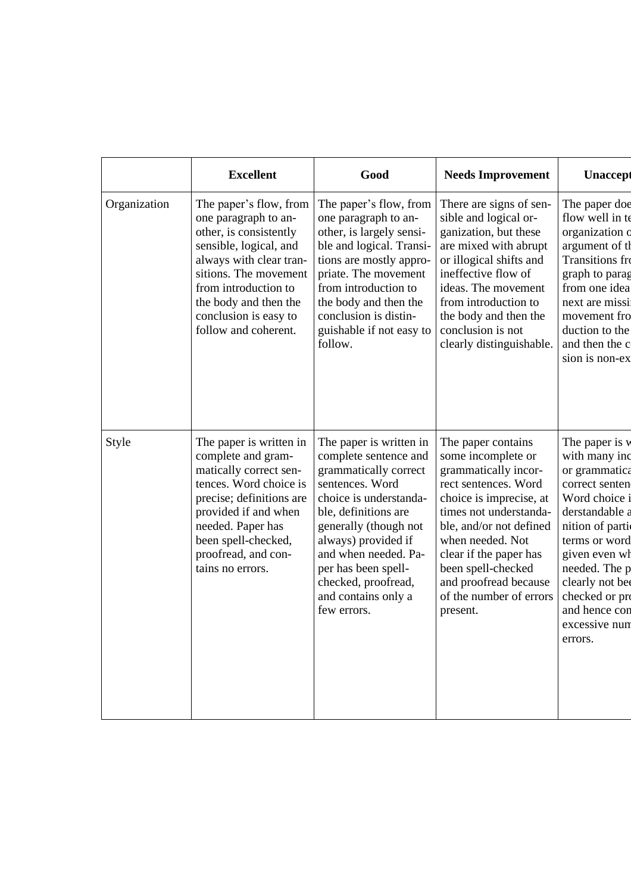| | Excellent | Good | Needs Improvement | Unaccept |
|---|---|---|---|---|
| Organization | The paper's flow, from one paragraph to another, is consistently sensible, logical, and always with clear transitions. The movement from introduction to the body and then the conclusion is easy to follow and coherent. | The paper's flow, from one paragraph to another, is largely sensible and logical. Transitions are mostly appropriate. The movement from introduction to the body and then the conclusion is distinguishable if not easy to follow. | There are signs of sensible and logical organization, but these are mixed with abrupt or illogical shifts and ineffective flow of ideas. The movement from introduction to the body and then the conclusion is not clearly distinguishable. | The paper doe flow well in te organization o argument of th Transitions fro graph to parag from one idea next are missi movement fro duction to the and then the c sion is non-ex |
| Style | The paper is written in complete and grammatically correct sentences. Word choice is precise; definitions are provided if and when needed. Paper has been spell-checked, proofread, and contains no errors. | The paper is written in complete sentence and grammatically correct sentences. Word choice is understandable, definitions are generally (though not always) provided if and when needed. Paper has been spell-checked, proofread, and contains only a few errors. | The paper contains some incomplete or grammatically incorrect sentences. Word choice is imprecise, at times not understandable, and/or not defined when needed. Not clear if the paper has been spell-checked and proofread because of the number of errors present. | The paper is w with many inc or grammatica correct senten Word choice i derstandable a nition of partic terms or word given even wh needed. The p clearly not bee checked or pro and hence con excessive num errors. |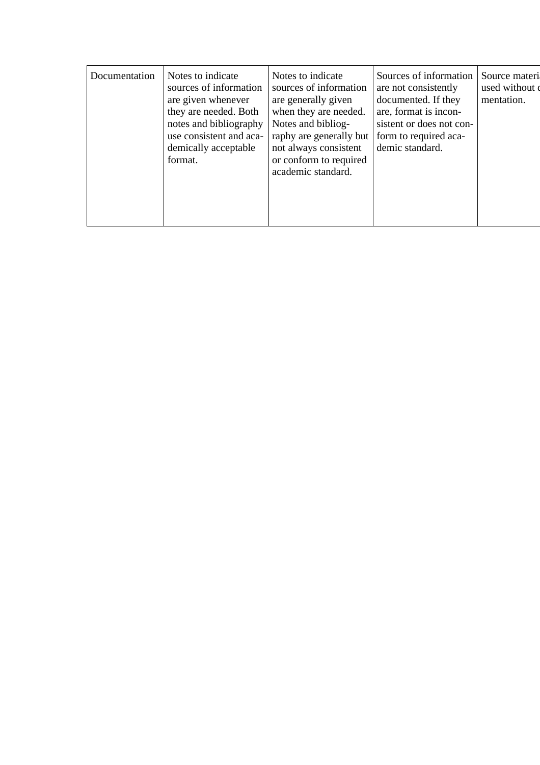| Documentation | Notes to indicate sources of information are given whenever they are needed. Both notes and bibliography use consistent and academically acceptable format. | Notes to indicate sources of information are generally given when they are needed. Notes and bibliography are generally but not always consistent or conform to required academic standard. | Sources of information are not consistently documented. If they are, format is inconsistent or does not conform to required academic standard. | Source materi used without d mentation. |
|---|---|---|---|---|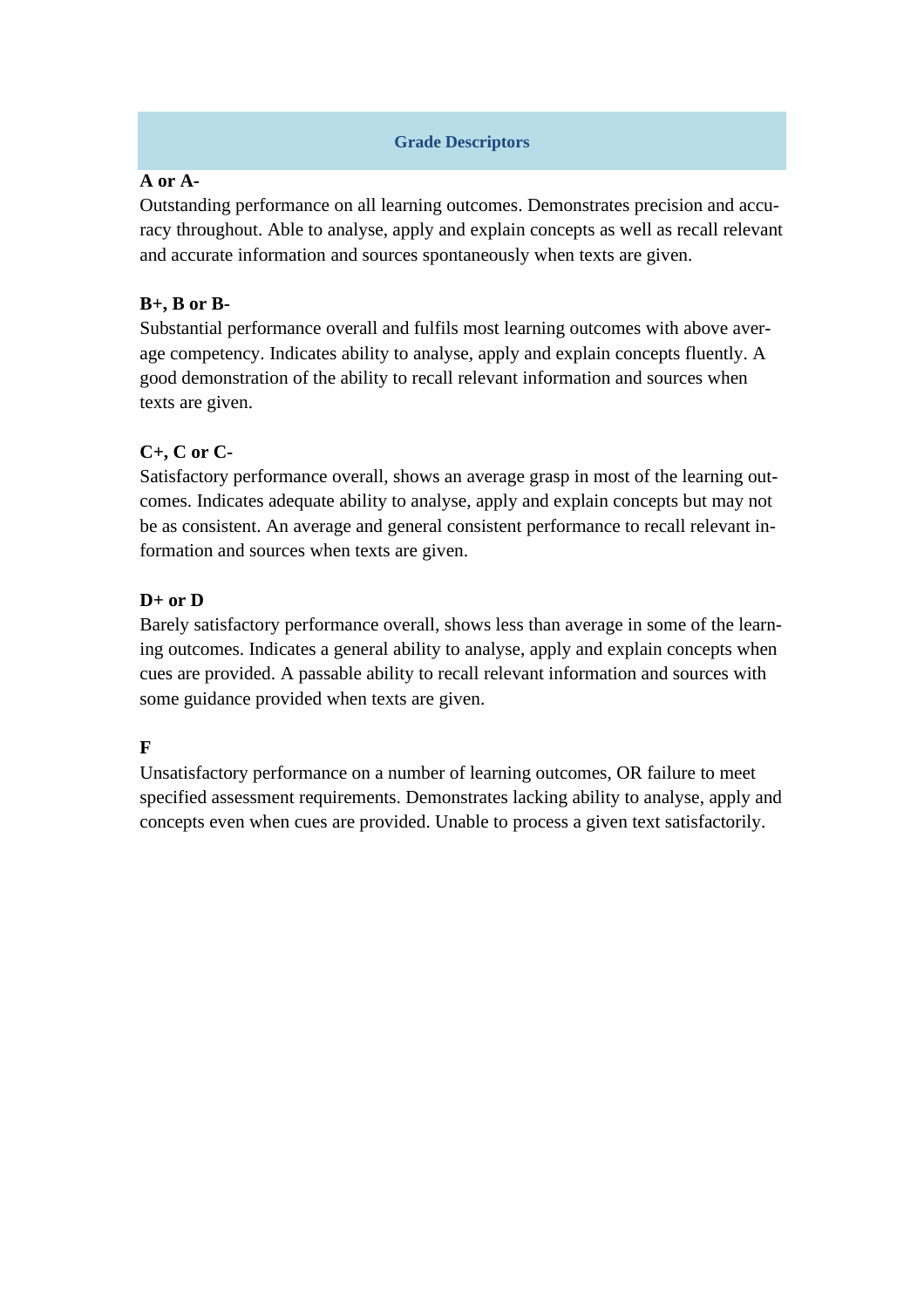## Grade Descriptors

**A or A-**

Outstanding performance on all learning outcomes. Demonstrates precision and accuracy throughout. Able to analyse, apply and explain concepts as well as recall relevant and accurate information and sources spontaneously when texts are given.

**B+, B or B-**

Substantial performance overall and fulfils most learning outcomes with above average competency. Indicates ability to analyse, apply and explain concepts fluently. A good demonstration of the ability to recall relevant information and sources when texts are given.

**C+, C or C-**

Satisfactory performance overall, shows an average grasp in most of the learning outcomes. Indicates adequate ability to analyse, apply and explain concepts but may not be as consistent. An average and general consistent performance to recall relevant information and sources when texts are given.

**D+ or D**

Barely satisfactory performance overall, shows less than average in some of the learning outcomes. Indicates a general ability to analyse, apply and explain concepts when cues are provided. A passable ability to recall relevant information and sources with some guidance provided when texts are given.

**F**

Unsatisfactory performance on a number of learning outcomes, OR failure to meet specified assessment requirements. Demonstrates lacking ability to analyse, apply and concepts even when cues are provided. Unable to process a given text satisfactorily.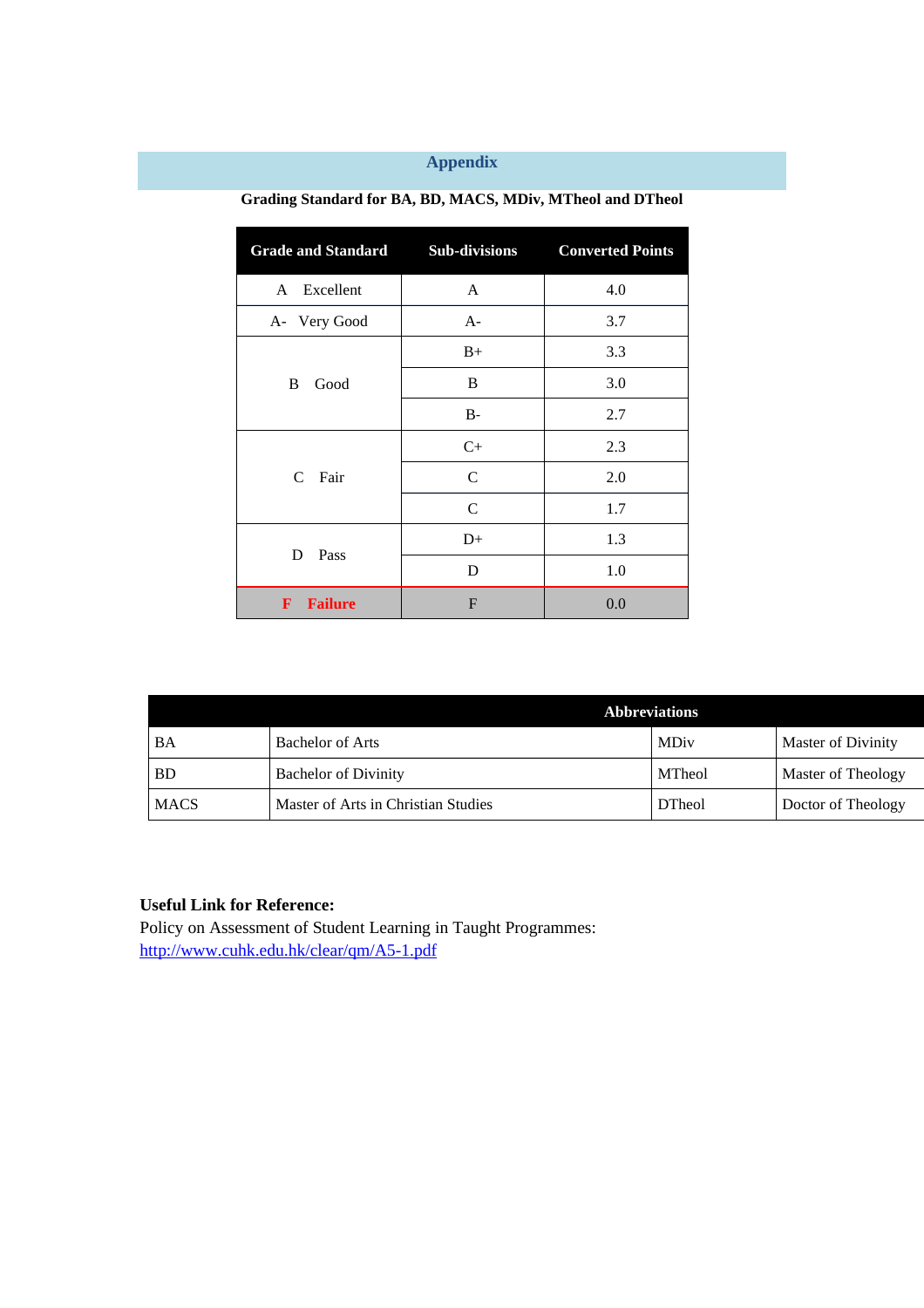## Appendix

**Grading Standard for BA, BD, MACS, MDiv, MTheol and DTheol**

| Grade and Standard | Sub-divisions | Converted Points |
|---|---|---|
| A Excellent | A | 4.0 |
| A- Very Good | A- | 3.7 |
| B Good | B+ | 3.3 |
| | B | 3.0 |
| | B- | 2.7 |
| C Fair | C+ | 2.3 |
| | C | 2.0 |
| | C | 1.7 |
| D Pass | D+ | 1.3 |
| | D | 1.0 |
| F Failure | F | 0.0 |

| Abbreviations | | | |
|---|---|---|---|
| BA | Bachelor of Arts | MDiv | Master of Divinity |
| BD | Bachelor of Divinity | MTheol | Master of Theology |
| MACS | Master of Arts in Christian Studies | DTheol | Doctor of Theology |

**Useful Link for Reference:**
Policy on Assessment of Student Learning in Taught Programmes:
http://www.cuhk.edu.hk/clear/qm/A5-1.pdf